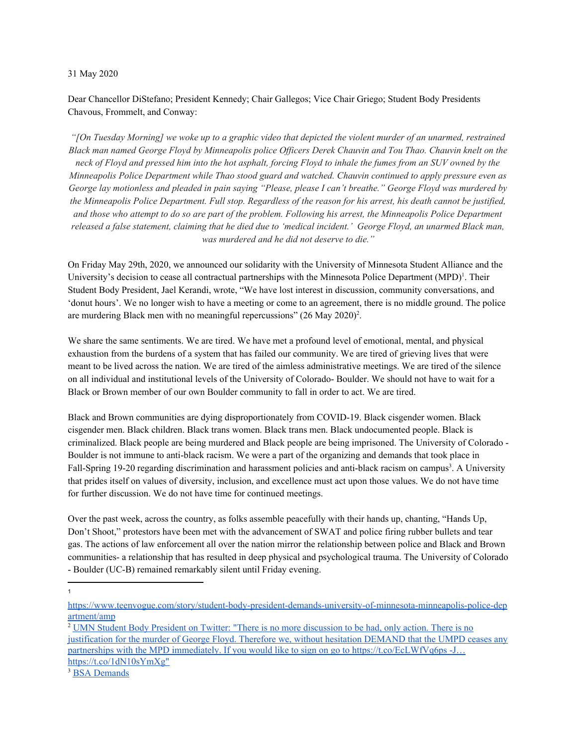31 May 2020

Dear Chancellor DiStefano; President Kennedy; Chair Gallegos; Vice Chair Griego; Student Body Presidents Chavous, Frommelt, and Conway:

*"[On Tuesday Morning] we woke up to a graphic video that depicted the violent murder of an unarmed, restrained Black man named George Floyd by Minneapolis police Officers Derek Chauvin and Tou Thao. Chauvin knelt on the neck of Floyd and pressed him into the hot asphalt, forcing Floyd to inhale the fumes from an SUV owned by the Minneapolis Police Department while Thao stood guard and watched. Chauvin continued to apply pressure even as George lay motionless and pleaded in pain saying "Please, please I can't breathe." George Floyd was murdered by the Minneapolis Police Department. Full stop. Regardless of the reason for his arrest, his death cannot be justified, and those who attempt to do so are part of the problem. Following his arrest, the Minneapolis Police Department released a false statement, claiming that he died due to 'medical incident.' George Floyd, an unarmed Black man, was murdered and he did not deserve to die."*

On Friday May 29th, 2020, we announced our solidarity with the University of Minnesota Student Alliance and the University's decision to cease all contractual partnerships with the Minnesota Police Department (MPD)[1]. Their Student Body President, Jael Kerandi, wrote, "We have lost interest in discussion, community conversations, and 'donut hours'. We no longer wish to have a meeting or come to an agreement, there is no middle ground. The police are murdering Black men with no meaningful repercussions" (26 May 2020)[2].

We share the same sentiments. We are tired. We have met a profound level of emotional, mental, and physical exhaustion from the burdens of a system that has failed our community. We are tired of grieving lives that were meant to be lived across the nation. We are tired of the aimless administrative meetings. We are tired of the silence on all individual and institutional levels of the University of Colorado- Boulder. We should not have to wait for a Black or Brown member of our own Boulder community to fall in order to act. We are tired.

Black and Brown communities are dying disproportionately from COVID-19. Black cisgender women. Black cisgender men. Black children. Black trans women. Black trans men. Black undocumented people. Black is criminalized. Black people are being murdered and Black people are being imprisoned. The University of Colorado - Boulder is not immune to anti-black racism. We were a part of the organizing and demands that took place in Fall-Spring 19-20 regarding discrimination and harassment policies and anti-black racism on campus[3]. A University that prides itself on values of diversity, inclusion, and excellence must act upon those values. We do not have time for further discussion. We do not have time for continued meetings.

Over the past week, across the country, as folks assemble peacefully with their hands up, chanting, "Hands Up, Don't Shoot," protestors have been met with the advancement of SWAT and police firing rubber bullets and tear gas. The actions of law enforcement all over the nation mirror the relationship between police and Black and Brown communities- a relationship that has resulted in deep physical and psychological trauma. The University of Colorado - Boulder (UC-B) remained remarkably silent until Friday evening.

---

[1] https://www.teenvogue.com/story/student-body-president-demands-university-of-minnesota-minneapolis-police-department/amp

[2] UMN Student Body President on Twitter: "There is no more discussion to be had, only action. There is no justification for the murder of George Floyd. Therefore we, without hesitation DEMAND that the UMPD ceases any partnerships with the MPD immediately. If you would like to sign on go to https://t.co/EcLWfVq6ps -J… https://t.co/1dN10sYmXg"

[3] BSA Demands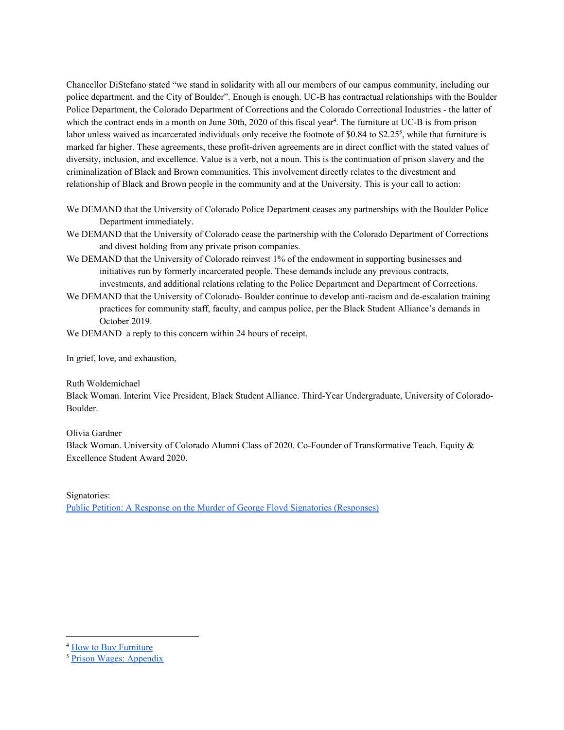Chancellor DiStefano stated "we stand in solidarity with all our members of our campus community, including our police department, and the City of Boulder". Enough is enough. UC-B has contractual relationships with the Boulder Police Department, the Colorado Department of Corrections and the Colorado Correctional Industries - the latter of which the contract ends in a month on June 30th, 2020 of this fiscal year[4]. The furniture at UC-B is from prison labor unless waived as incarcerated individuals only receive the footnote of $0.84 to $2.25[5], while that furniture is marked far higher. These agreements, these profit-driven agreements are in direct conflict with the stated values of diversity, inclusion, and excellence. Value is a verb, not a noun. This is the continuation of prison slavery and the criminalization of Black and Brown communities. This involvement directly relates to the divestment and relationship of Black and Brown people in the community and at the University. This is your call to action:

We DEMAND that the University of Colorado Police Department ceases any partnerships with the Boulder Police Department immediately.

We DEMAND that the University of Colorado cease the partnership with the Colorado Department of Corrections and divest holding from any private prison companies.

We DEMAND that the University of Colorado reinvest 1% of the endowment in supporting businesses and initiatives run by formerly incarcerated people. These demands include any previous contracts, investments, and additional relations relating to the Police Department and Department of Corrections.

We DEMAND that the University of Colorado- Boulder continue to develop anti-racism and de-escalation training practices for community staff, faculty, and campus police, per the Black Student Alliance's demands in October 2019.

We DEMAND a reply to this concern within 24 hours of receipt.

In grief, love, and exhaustion,

Ruth Woldemichael
Black Woman. Interim Vice President, Black Student Alliance. Third-Year Undergraduate, University of Colorado-Boulder.

Olivia Gardner
Black Woman. University of Colorado Alumni Class of 2020. Co-Founder of Transformative Teach. Equity & Excellence Student Award 2020.

Signatories:
Public Petition: A Response on the Murder of George Floyd Signatories (Responses)

[4] How to Buy Furniture
[5] Prison Wages: Appendix